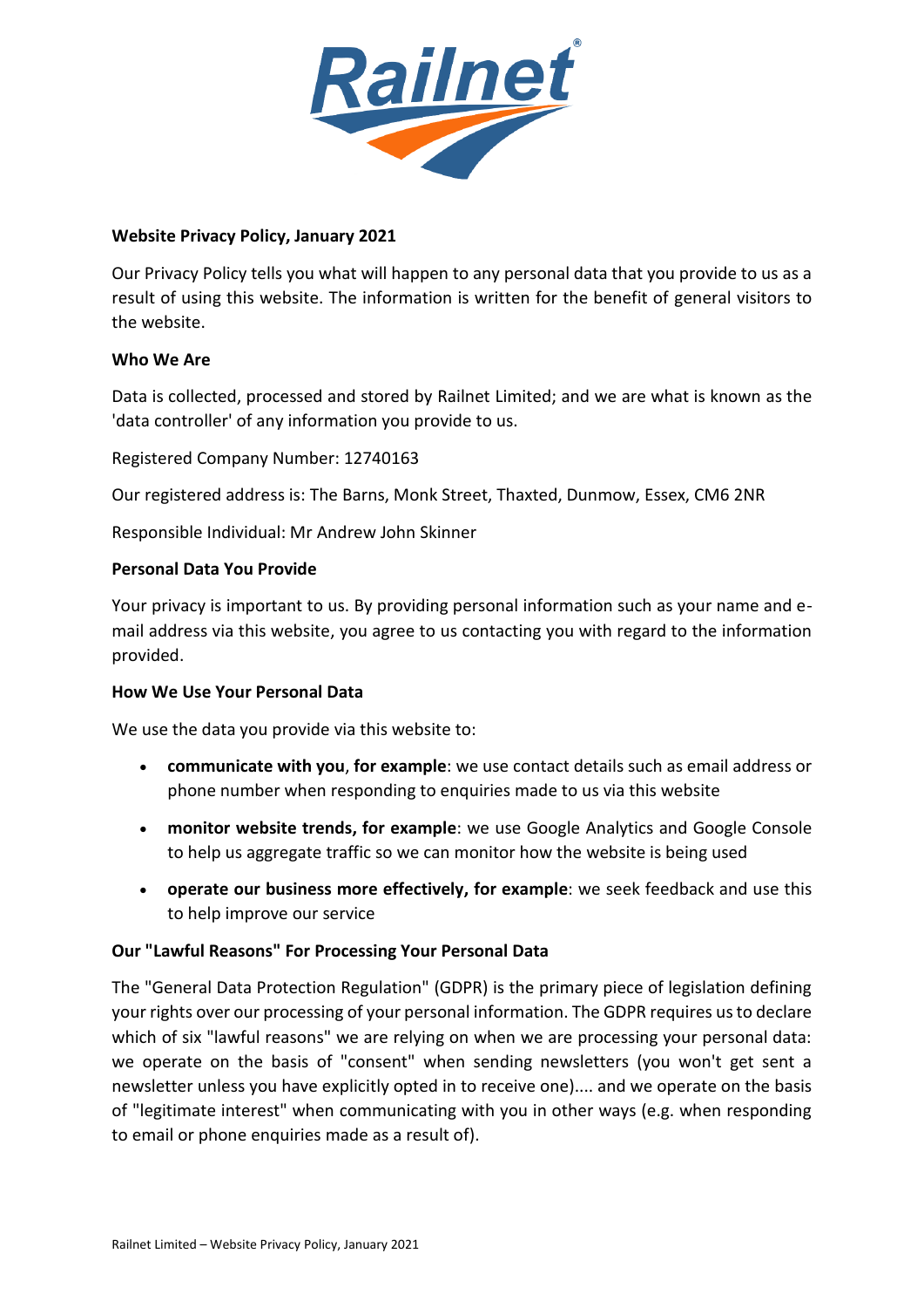## Website Privacy Policy, January 2021

Our Privacy Policy tells you what will happen to any personal data that you provide to us as a result of using this website. The information is written for the benefit of general visitors to the website.

### Who We Are

Data is collected, processed and stored by Railnet Limited; and we are what is known as the 'data controller' of any information you provide to us.

Registered Company Number: 12740163

Our registered address is: The Barns, Monk Street, Thaxted, Dunmow, Essex, CM6 2NR

Responsible Individual: Mr Andrew John Skinner

### Personal Data You Provide

Your privacy is important to us. By providing personal information such as your name and e-mail address via this website, you agree to us contacting you with regard to the information provided.

### How We Use Your Personal Data

We use the data you provide via this website to:

- **communicate with you**, **for example**: we use contact details such as email address or phone number when responding to enquiries made to us via this website
- **monitor website trends, for example**: we use Google Analytics and Google Console to help us aggregate traffic so we can monitor how the website is being used
- **operate our business more effectively, for example**: we seek feedback and use this to help improve our service

### Our "Lawful Reasons" For Processing Your Personal Data

The "General Data Protection Regulation" (GDPR) is the primary piece of legislation defining your rights over our processing of your personal information. The GDPR requires us to declare which of six "lawful reasons" we are relying on when we are processing your personal data: we operate on the basis of "consent" when sending newsletters (you won't get sent a newsletter unless you have explicitly opted in to receive one).... and we operate on the basis of "legitimate interest" when communicating with you in other ways (e.g. when responding to email or phone enquiries made as a result of).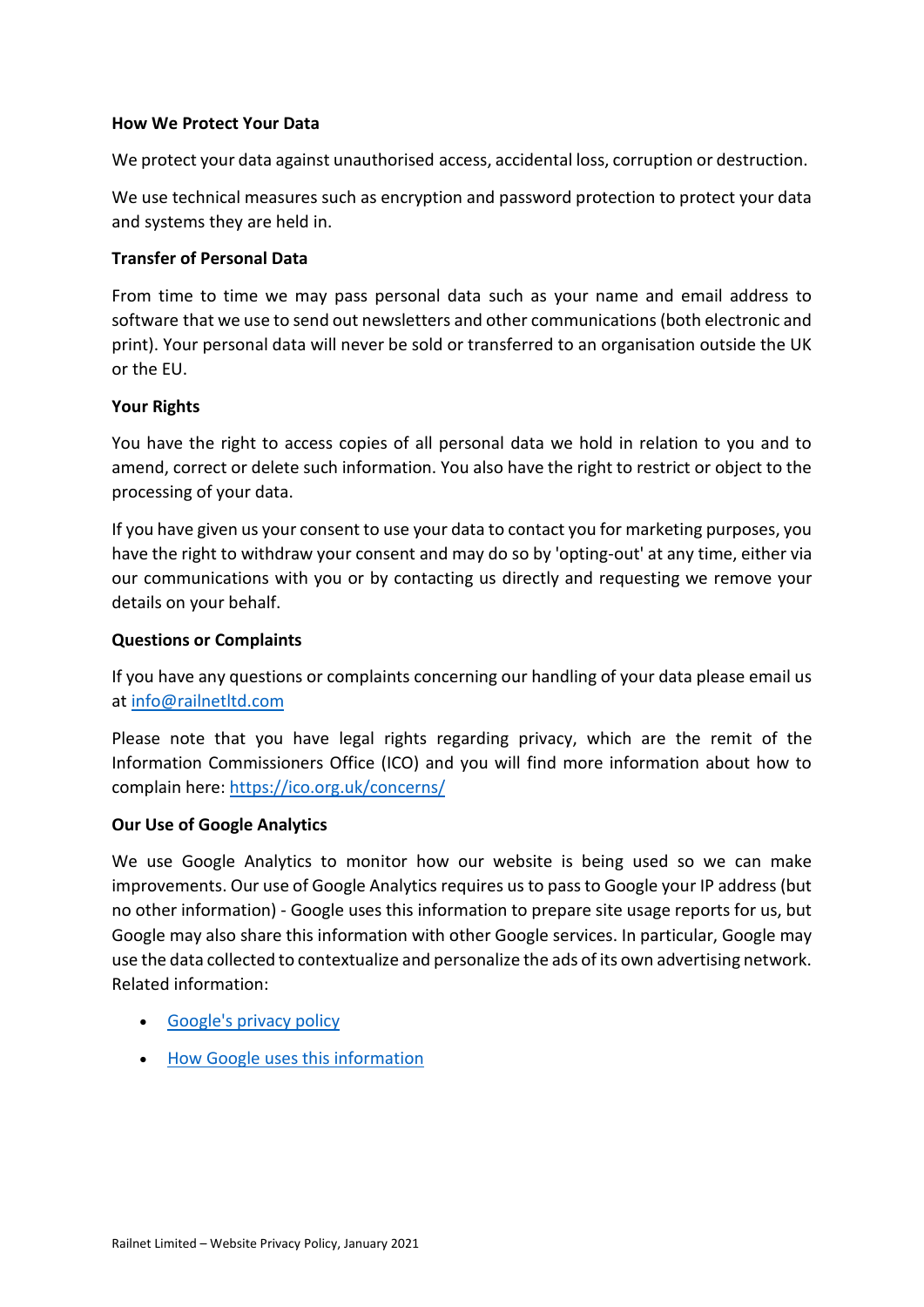**How We Protect Your Data**

We protect your data against unauthorised access, accidental loss, corruption or destruction.

We use technical measures such as encryption and password protection to protect your data and systems they are held in.

**Transfer of Personal Data**

From time to time we may pass personal data such as your name and email address to software that we use to send out newsletters and other communications (both electronic and print). Your personal data will never be sold or transferred to an organisation outside the UK or the EU.

**Your Rights**

You have the right to access copies of all personal data we hold in relation to you and to amend, correct or delete such information. You also have the right to restrict or object to the processing of your data.

If you have given us your consent to use your data to contact you for marketing purposes, you have the right to withdraw your consent and may do so by 'opting-out' at any time, either via our communications with you or by contacting us directly and requesting we remove your details on your behalf.

**Questions or Complaints**

If you have any questions or complaints concerning our handling of your data please email us at [info@railnetltd.com](mailto:info@railnetltd.com)

Please note that you have legal rights regarding privacy, which are the remit of the Information Commissioners Office (ICO) and you will find more information about how to complain here: [https://ico.org.uk/concerns/](https://ico.org.uk/concerns/)

**Our Use of Google Analytics**

We use Google Analytics to monitor how our website is being used so we can make improvements. Our use of Google Analytics requires us to pass to Google your IP address (but no other information) - Google uses this information to prepare site usage reports for us, but Google may also share this information with other Google services. In particular, Google may use the data collected to contextualize and personalize the ads of its own advertising network. Related information:

- Google's privacy policy
- How Google uses this information

Railnet Limited – Website Privacy Policy, January 2021